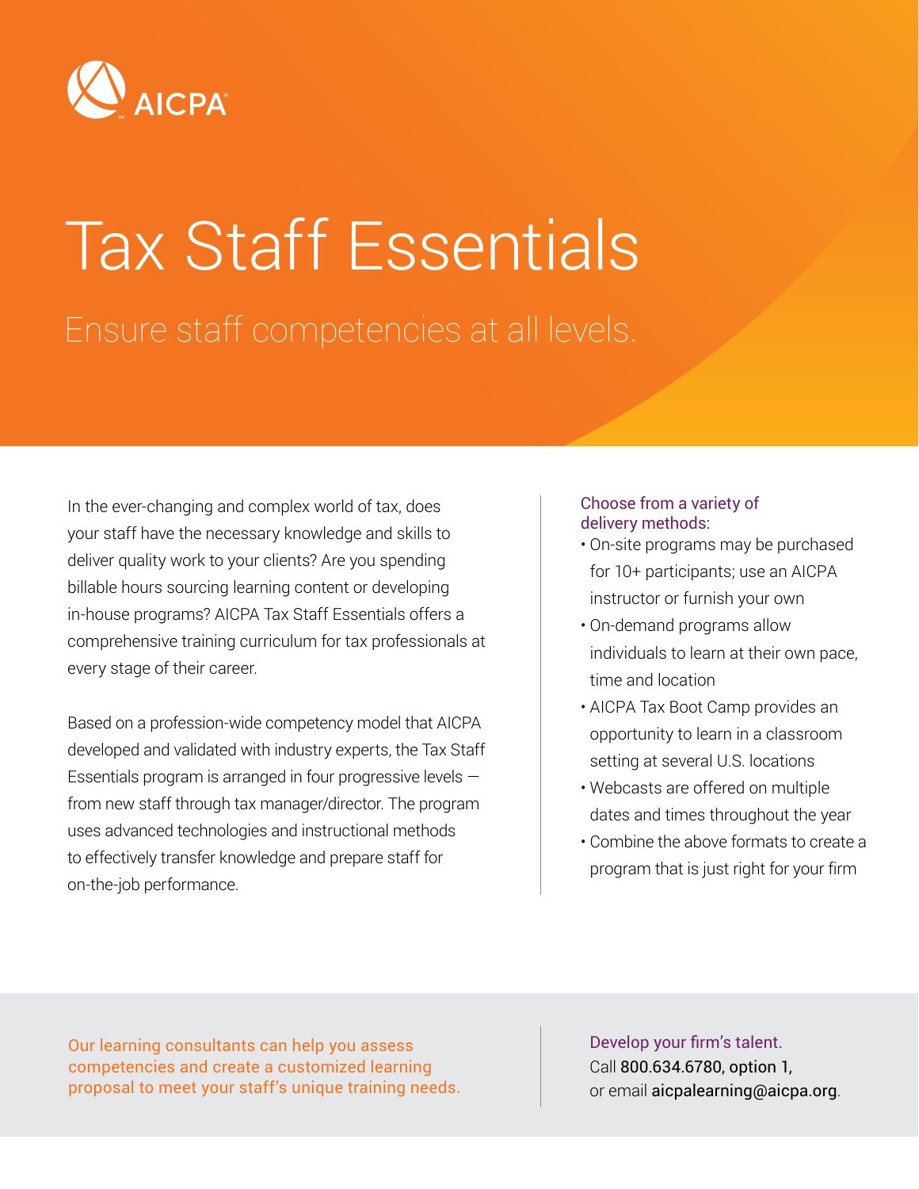AICPA

# Tax Staff Essentials

## Ensure staff competencies at all levels.

In the ever-changing and complex world of tax, does your staff have the necessary knowledge and skills to deliver quality work to your clients? Are you spending billable hours sourcing learning content or developing in-house programs? AICPA Tax Staff Essentials offers a comprehensive training curriculum for tax professionals at every stage of their career.

Based on a profession-wide competency model that AICPA developed and validated with industry experts, the Tax Staff Essentials program is arranged in four progressive levels — from new staff through tax manager/director. The program uses advanced technologies and instructional methods to effectively transfer knowledge and prepare staff for on-the-job performance.

Choose from a variety of delivery methods:

- On-site programs may be purchased for 10+ participants; use an AICPA instructor or furnish your own
- On-demand programs allow individuals to learn at their own pace, time and location
- AICPA Tax Boot Camp provides an opportunity to learn in a classroom setting at several U.S. locations
- Webcasts are offered on multiple dates and times throughout the year
- Combine the above formats to create a program that is just right for your firm

Our learning consultants can help you assess competencies and create a customized learning proposal to meet your staff's unique training needs.

Develop your firm's talent.
Call 800.634.6780, option 1,
or email aicpalearning@aicpa.org.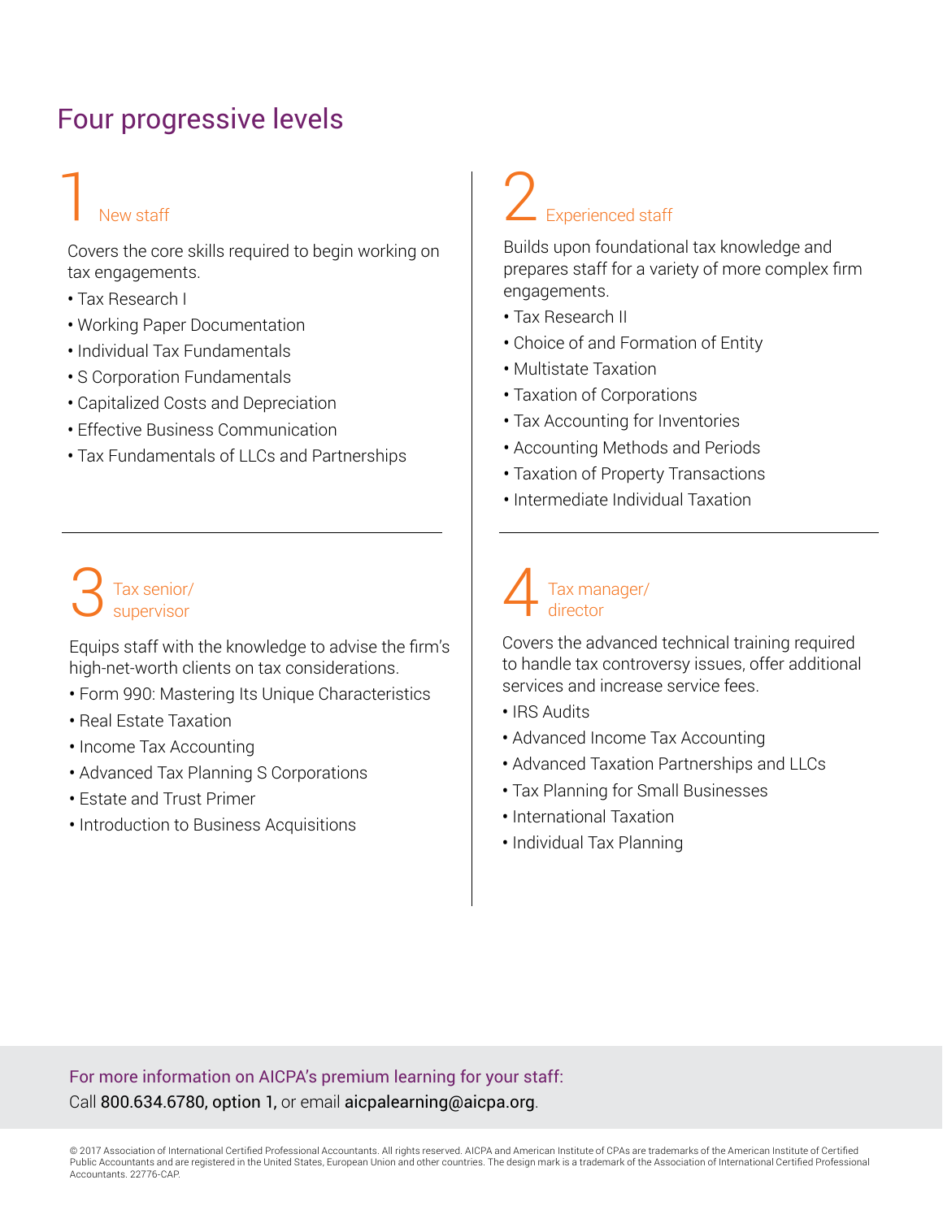## Four progressive levels

### 1 New staff

Covers the core skills required to begin working on tax engagements.

- Tax Research I
- Working Paper Documentation
- Individual Tax Fundamentals
- S Corporation Fundamentals
- Capitalized Costs and Depreciation
- Effective Business Communication
- Tax Fundamentals of LLCs and Partnerships

### 2 Experienced staff

Builds upon foundational tax knowledge and prepares staff for a variety of more complex firm engagements.

- Tax Research II
- Choice of and Formation of Entity
- Multistate Taxation
- Taxation of Corporations
- Tax Accounting for Inventories
- Accounting Methods and Periods
- Taxation of Property Transactions
- Intermediate Individual Taxation

### 3 Tax senior/supervisor

Equips staff with the knowledge to advise the firm's high-net-worth clients on tax considerations.

- Form 990: Mastering Its Unique Characteristics
- Real Estate Taxation
- Income Tax Accounting
- Advanced Tax Planning S Corporations
- Estate and Trust Primer
- Introduction to Business Acquisitions

### 4 Tax manager/director

Covers the advanced technical training required to handle tax controversy issues, offer additional services and increase service fees.

- IRS Audits
- Advanced Income Tax Accounting
- Advanced Taxation Partnerships and LLCs
- Tax Planning for Small Businesses
- International Taxation
- Individual Tax Planning

For more information on AICPA's premium learning for your staff:
Call **800.634.6780, option 1,** or email **aicpalearning@aicpa.org**.

© 2017 Association of International Certified Professional Accountants. All rights reserved. AICPA and American Institute of CPAs are trademarks of the American Institute of Certified Public Accountants and are registered in the United States, European Union and other countries. The design mark is a trademark of the Association of International Certified Professional Accountants. 22776-CAP.